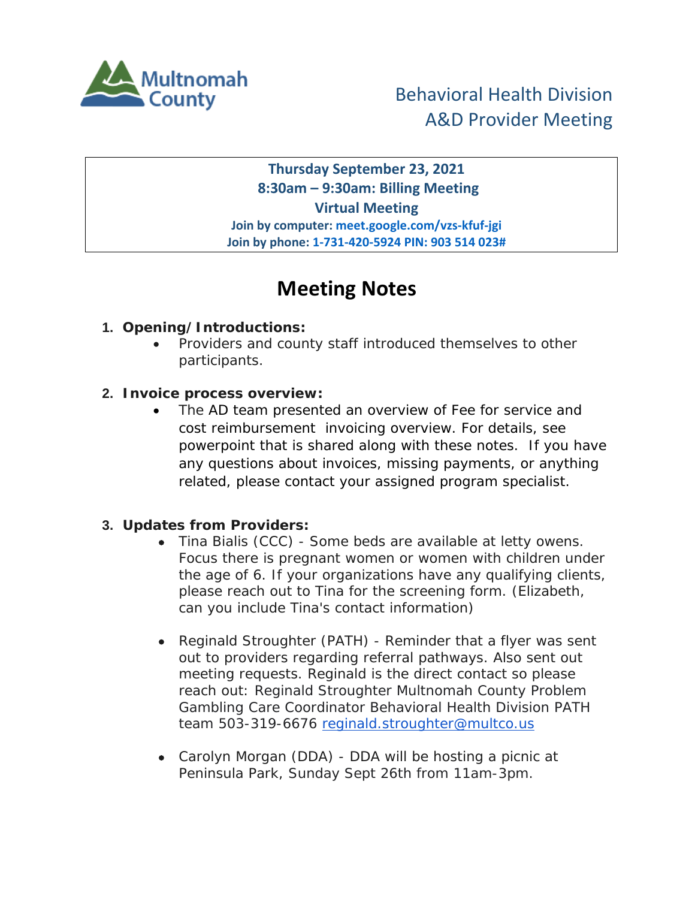Multnomah County

Behavioral Health Division
A&D Provider Meeting

**Thursday September 23, 2021**
**8:30am – 9:30am: Billing Meeting**
**Virtual Meeting**
**Join by computer: meet.google.com/vzs-kfuf-jgi**
**Join by phone: 1-731-420-5924 PIN: 903 514 023#**

# Meeting Notes

1. **Opening/Introductions:**
   - Providers and county staff introduced themselves to other participants.

2. **Invoice process overview:**
   - The AD team presented an overview of Fee for service and cost reimbursement invoicing overview. For details, see powerpoint that is shared along with these notes. If you have any questions about invoices, missing payments, or anything related, please contact your assigned program specialist.

3. **Updates from Providers:**
   - Tina Bialis (CCC) - Some beds are available at letty owens. Focus there is pregnant women or women with children under the age of 6. If your organizations have any qualifying clients, please reach out to Tina for the screening form. (Elizabeth, can you include Tina's contact information)
   - Reginald Stroughter (PATH) - Reminder that a flyer was sent out to providers regarding referral pathways. Also sent out meeting requests. Reginald is the direct contact so please reach out: Reginald Stroughter Multnomah County Problem Gambling Care Coordinator Behavioral Health Division PATH team 503-319-6676 reginald.stroughter@multco.us
   - Carolyn Morgan (DDA) - DDA will be hosting a picnic at Peninsula Park, Sunday Sept 26th from 11am-3pm.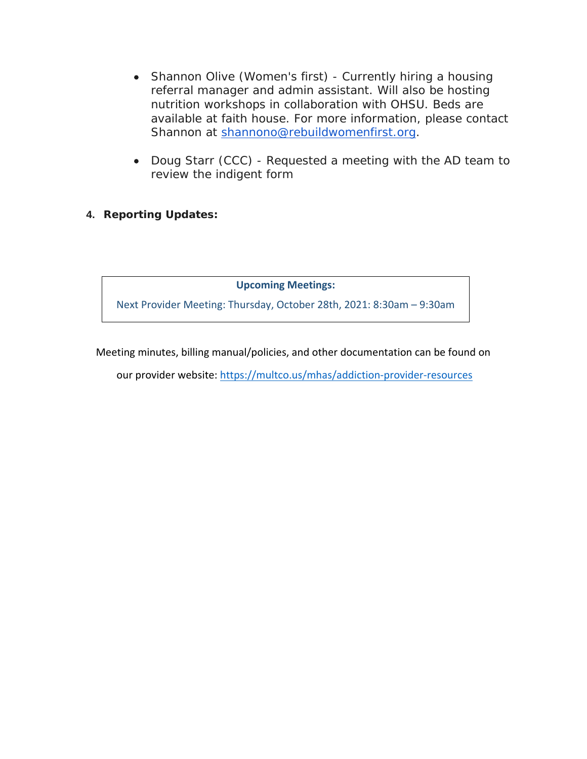- Shannon Olive (Women's first) - Currently hiring a housing referral manager and admin assistant. Will also be hosting nutrition workshops in collaboration with OHSU. Beds are available at faith house. For more information, please contact Shannon at shannono@rebuildwomenfirst.org.

- Doug Starr (CCC) - Requested a meeting with the AD team to review the indigent form

4. **Reporting Updates:**

**Upcoming Meetings:**

Next Provider Meeting: Thursday, October 28th, 2021: 8:30am – 9:30am

Meeting minutes, billing manual/policies, and other documentation can be found on our provider website: https://multco.us/mhas/addiction-provider-resources